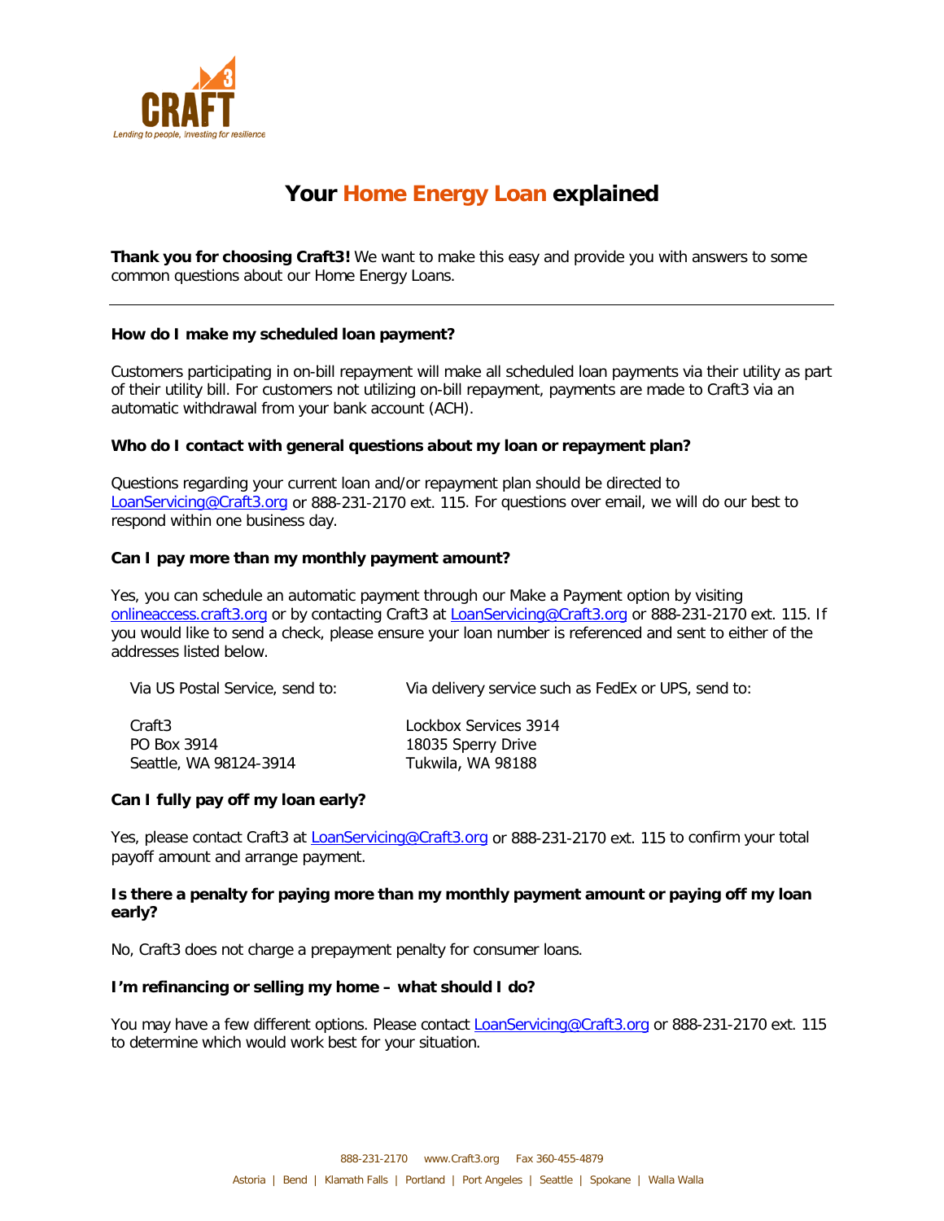CRAFT3

*Lending to people, investing for resilience*

# Your Home Energy Loan explained

**Thank you for choosing Craft3!** We want to make this easy and provide you with answers to some common questions about our Home Energy Loans.

---

**How do I make my scheduled loan payment?**

Customers participating in on-bill repayment will make all scheduled loan payments via their utility as part of their utility bill. For customers not utilizing on-bill repayment, payments are made to Craft3 via an automatic withdrawal from your bank account (ACH).

**Who do I contact with general questions about my loan or repayment plan?**

Questions regarding your current loan and/or repayment plan should be directed to LoanServicing@Craft3.org or 888-231-2170 ext. 115. For questions over email, we will do our best to respond within one business day.

**Can I pay more than my monthly payment amount?**

Yes, you can schedule an automatic payment through our Make a Payment option by visiting onlineaccess.craft3.org or by contacting Craft3 at LoanServicing@Craft3.org or 888-231-2170 ext. 115. If you would like to send a check, please ensure your loan number is referenced and sent to either of the addresses listed below.

Via US Postal Service, send to:

Craft3
PO Box 3914
Seattle, WA 98124-3914

Via delivery service such as FedEx or UPS, send to:

Lockbox Services 3914
18035 Sperry Drive
Tukwila, WA 98188

**Can I fully pay off my loan early?**

Yes, please contact Craft3 at LoanServicing@Craft3.org or 888-231-2170 ext. 115 to confirm your total payoff amount and arrange payment.

**Is there a penalty for paying more than my monthly payment amount or paying off my loan early?**

No, Craft3 does not charge a prepayment penalty for consumer loans.

**I'm refinancing or selling my home – what should I do?**

You may have a few different options. Please contact LoanServicing@Craft3.org or 888-231-2170 ext. 115 to determine which would work best for your situation.

888-231-2170 www.Craft3.org Fax 360-455-4879

Astoria | Bend | Klamath Falls | Portland | Port Angeles | Seattle | Spokane | Walla Walla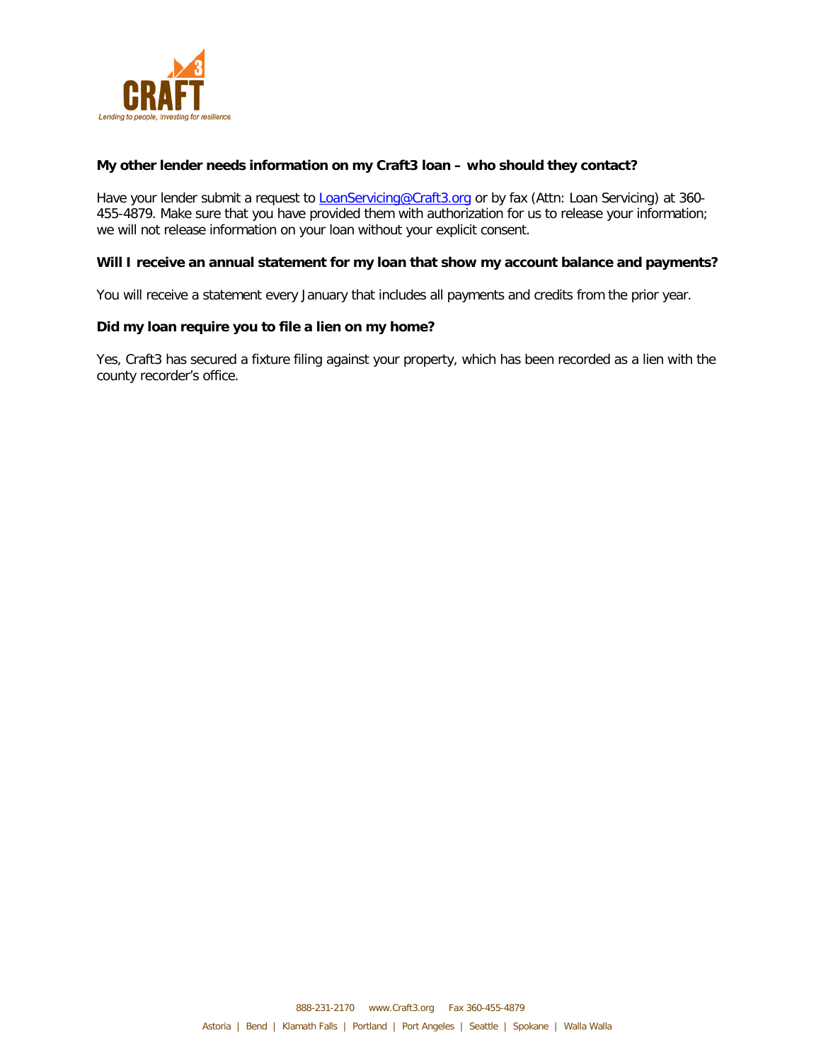**My other lender needs information on my Craft3 loan – who should they contact?**

Have your lender submit a request to LoanServicing@Craft3.org or by fax (Attn: Loan Servicing) at 360-455-4879. Make sure that you have provided them with authorization for us to release your information; we will not release information on your loan without your explicit consent.

**Will I receive an annual statement for my loan that show my account balance and payments?**

You will receive a statement every January that includes all payments and credits from the prior year.

**Did my loan require you to file a lien on my home?**

Yes, Craft3 has secured a fixture filing against your property, which has been recorded as a lien with the county recorder's office.